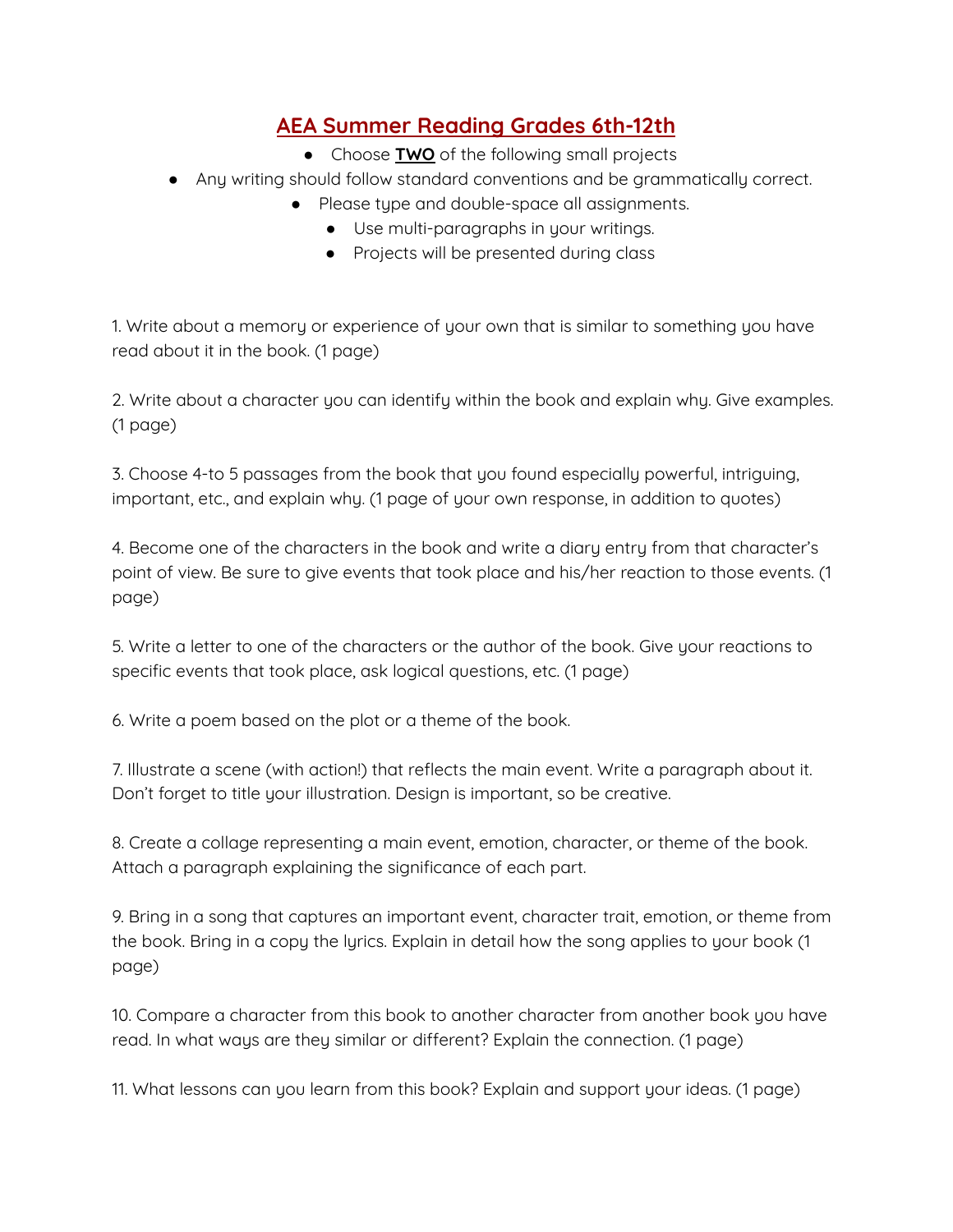# AEA Summer Reading Grades 6th-12th

- Choose **TWO** of the following small projects
- Any writing should follow standard conventions and be grammatically correct.
- Please type and double-space all assignments.
- Use multi-paragraphs in your writings.
- Projects will be presented during class

1. Write about a memory or experience of your own that is similar to something you have read about it in the book. (1 page)

2. Write about a character you can identify within the book and explain why. Give examples. (1 page)

3. Choose 4-to 5 passages from the book that you found especially powerful, intriguing, important, etc., and explain why. (1 page of your own response, in addition to quotes)

4. Become one of the characters in the book and write a diary entry from that character's point of view. Be sure to give events that took place and his/her reaction to those events. (1 page)

5. Write a letter to one of the characters or the author of the book. Give your reactions to specific events that took place, ask logical questions, etc. (1 page)

6. Write a poem based on the plot or a theme of the book.

7. Illustrate a scene (with action!) that reflects the main event. Write a paragraph about it. Don't forget to title your illustration. Design is important, so be creative.

8. Create a collage representing a main event, emotion, character, or theme of the book. Attach a paragraph explaining the significance of each part.

9. Bring in a song that captures an important event, character trait, emotion, or theme from the book. Bring in a copy the lyrics. Explain in detail how the song applies to your book (1 page)

10. Compare a character from this book to another character from another book you have read. In what ways are they similar or different? Explain the connection. (1 page)

11. What lessons can you learn from this book? Explain and support your ideas. (1 page)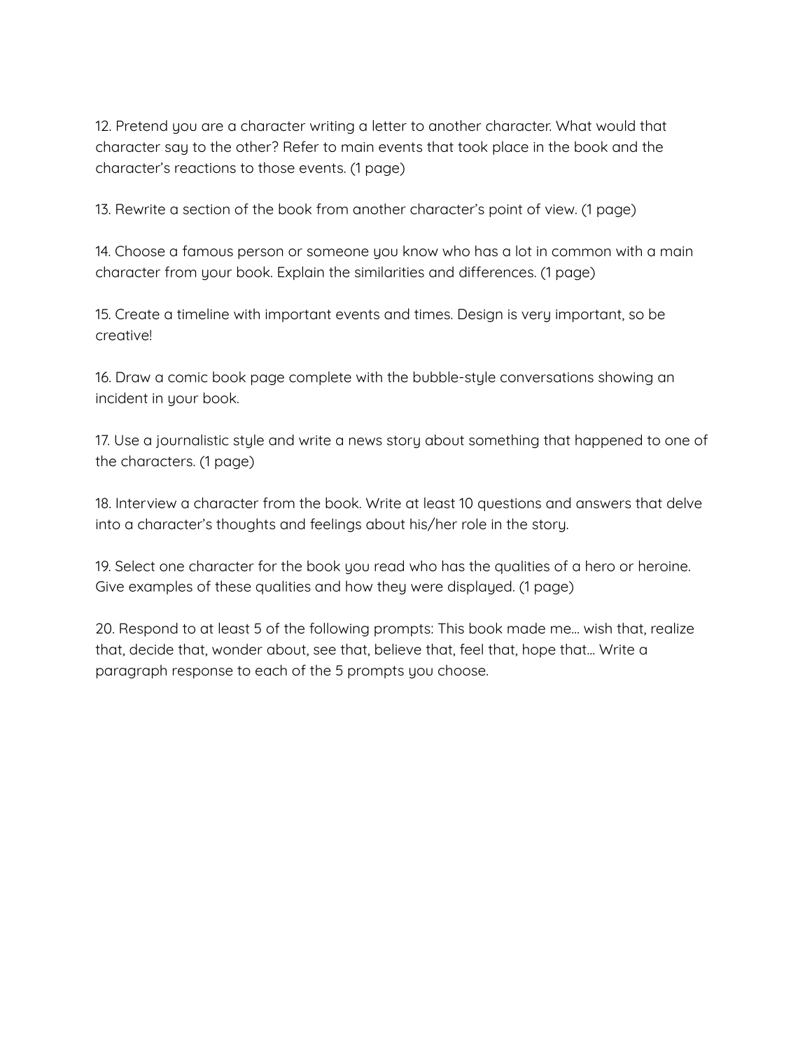12. Pretend you are a character writing a letter to another character. What would that character say to the other? Refer to main events that took place in the book and the character's reactions to those events. (1 page)

13. Rewrite a section of the book from another character's point of view. (1 page)

14. Choose a famous person or someone you know who has a lot in common with a main character from your book. Explain the similarities and differences. (1 page)

15. Create a timeline with important events and times. Design is very important, so be creative!

16. Draw a comic book page complete with the bubble-style conversations showing an incident in your book.

17. Use a journalistic style and write a news story about something that happened to one of the characters. (1 page)

18. Interview a character from the book. Write at least 10 questions and answers that delve into a character's thoughts and feelings about his/her role in the story.

19. Select one character for the book you read who has the qualities of a hero or heroine. Give examples of these qualities and how they were displayed. (1 page)

20. Respond to at least 5 of the following prompts: This book made me… wish that, realize that, decide that, wonder about, see that, believe that, feel that, hope that… Write a paragraph response to each of the 5 prompts you choose.